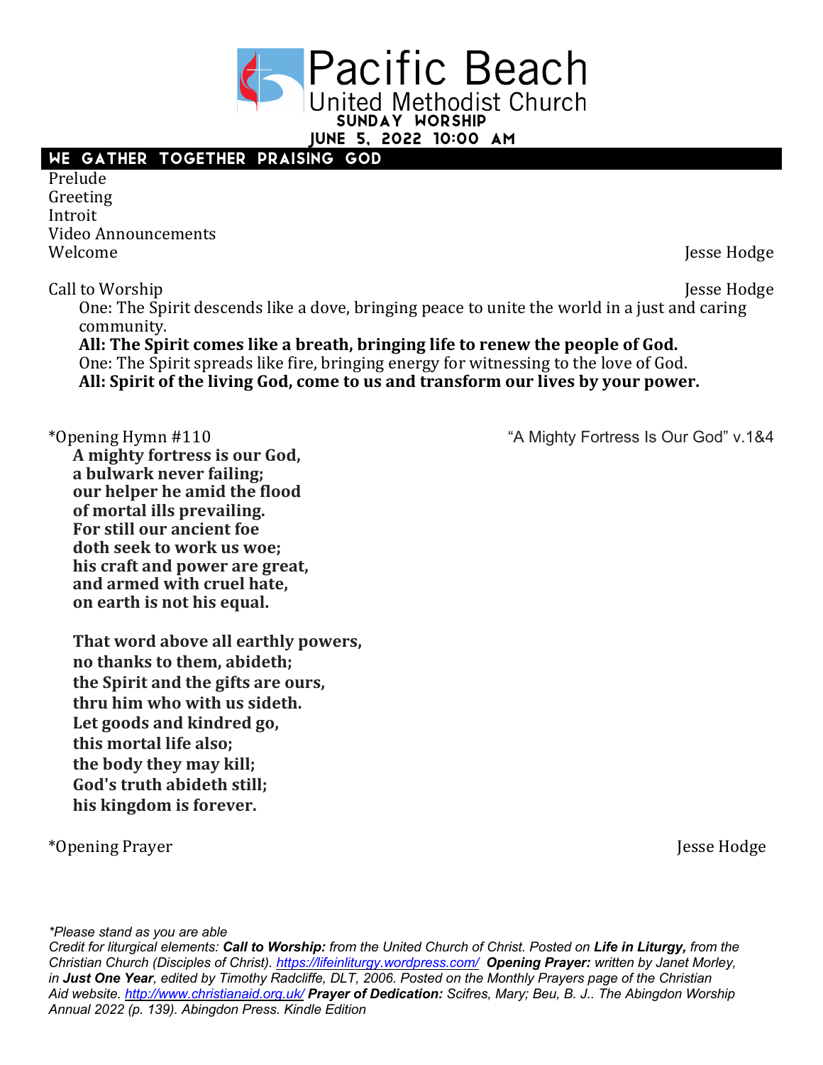# Pacific Beach
## United Methodist Church

**Sunday Worship**
**June 5, 2022 10:00 AM**

## We Gather Together Praising God

Prelude
Greeting
Introit
Video Announcements
Welcome — Jesse Hodge

Call to Worship — Jesse Hodge

One: The Spirit descends like a dove, bringing peace to unite the world in a just and caring community.
**All: The Spirit comes like a breath, bringing life to renew the people of God.**
One: The Spirit spreads like fire, bringing energy for witnessing to the love of God.
**All: Spirit of the living God, come to us and transform our lives by your power.**

*Opening Hymn #110 — "A Mighty Fortress Is Our God" v.1&4

**A mighty fortress is our God,
a bulwark never failing;
our helper he amid the flood
of mortal ills prevailing.
For still our ancient foe
doth seek to work us woe;
his craft and power are great,
and armed with cruel hate,
on earth is not his equal.**

**That word above all earthly powers,
no thanks to them, abideth;
the Spirit and the gifts are ours,
thru him who with us sideth.
Let goods and kindred go,
this mortal life also;
the body they may kill;
God's truth abideth still;
his kingdom is forever.**

*Opening Prayer — Jesse Hodge

*\*Please stand as you are able*
*Credit for liturgical elements: **Call to Worship:** from the United Church of Christ. Posted on **Life in Liturgy,** from the Christian Church (Disciples of Christ). https://lifeinliturgy.wordpress.com/ **Opening Prayer:** written by Janet Morley, in **Just One Year**, edited by Timothy Radcliffe, DLT, 2006. Posted on the Monthly Prayers page of the Christian Aid website. http://www.christianaid.org.uk/ **Prayer of Dedication:** Scifres, Mary; Beu, B. J.. The Abingdon Worship Annual 2022 (p. 139). Abingdon Press. Kindle Edition*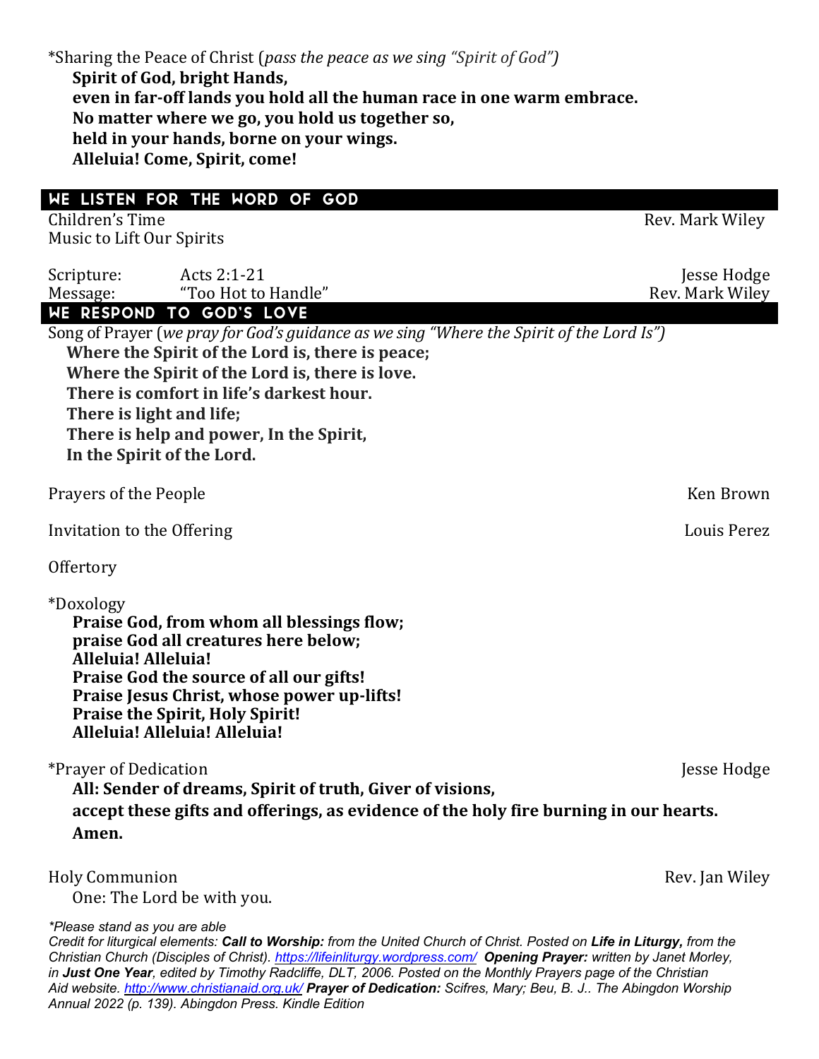*Sharing the Peace of Christ (*pass the peace as we sing "Spirit of God")*

**Spirit of God, bright Hands,**
**even in far-off lands you hold all the human race in one warm embrace.**
**No matter where we go, you hold us together so,**
**held in your hands, borne on your wings.**
**Alleluia! Come, Spirit, come!**

## WE LISTEN FOR THE WORD OF GOD

Children's Time — Rev. Mark Wiley

Music to Lift Our Spirits

Scripture: Acts 2:1-21 — Jesse Hodge

Message: "Too Hot to Handle" — Rev. Mark Wiley

## WE RESPOND TO GOD'S LOVE

Song of Prayer (*we pray for God's guidance as we sing "Where the Spirit of the Lord Is")*

**Where the Spirit of the Lord is, there is peace;**
**Where the Spirit of the Lord is, there is love.**
**There is comfort in life's darkest hour.**
**There is light and life;**
**There is help and power, In the Spirit,**
**In the Spirit of the Lord.**

Prayers of the People — Ken Brown

Invitation to the Offering — Louis Perez

Offertory

*Doxology

**Praise God, from whom all blessings flow;**
**praise God all creatures here below;**
**Alleluia! Alleluia!**
**Praise God the source of all our gifts!**
**Praise Jesus Christ, whose power up-lifts!**
**Praise the Spirit, Holy Spirit!**
**Alleluia! Alleluia! Alleluia!**

*Prayer of Dedication — Jesse Hodge

**All: Sender of dreams, Spirit of truth, Giver of visions,**
**accept these gifts and offerings, as evidence of the holy fire burning in our hearts.**
**Amen.**

Holy Communion — Rev. Jan Wiley

One: The Lord be with you.

*\*Please stand as you are able*

*Credit for liturgical elements: **Call to Worship:** from the United Church of Christ. Posted on **Life in Liturgy,** from the Christian Church (Disciples of Christ). https://lifeinliturgy.wordpress.com/ **Opening Prayer:** written by Janet Morley, in **Just One Year**, edited by Timothy Radcliffe, DLT, 2006. Posted on the Monthly Prayers page of the Christian Aid website. http://www.christianaid.org.uk/ **Prayer of Dedication:** Scifres, Mary; Beu, B. J.. The Abingdon Worship Annual 2022 (p. 139). Abingdon Press. Kindle Edition*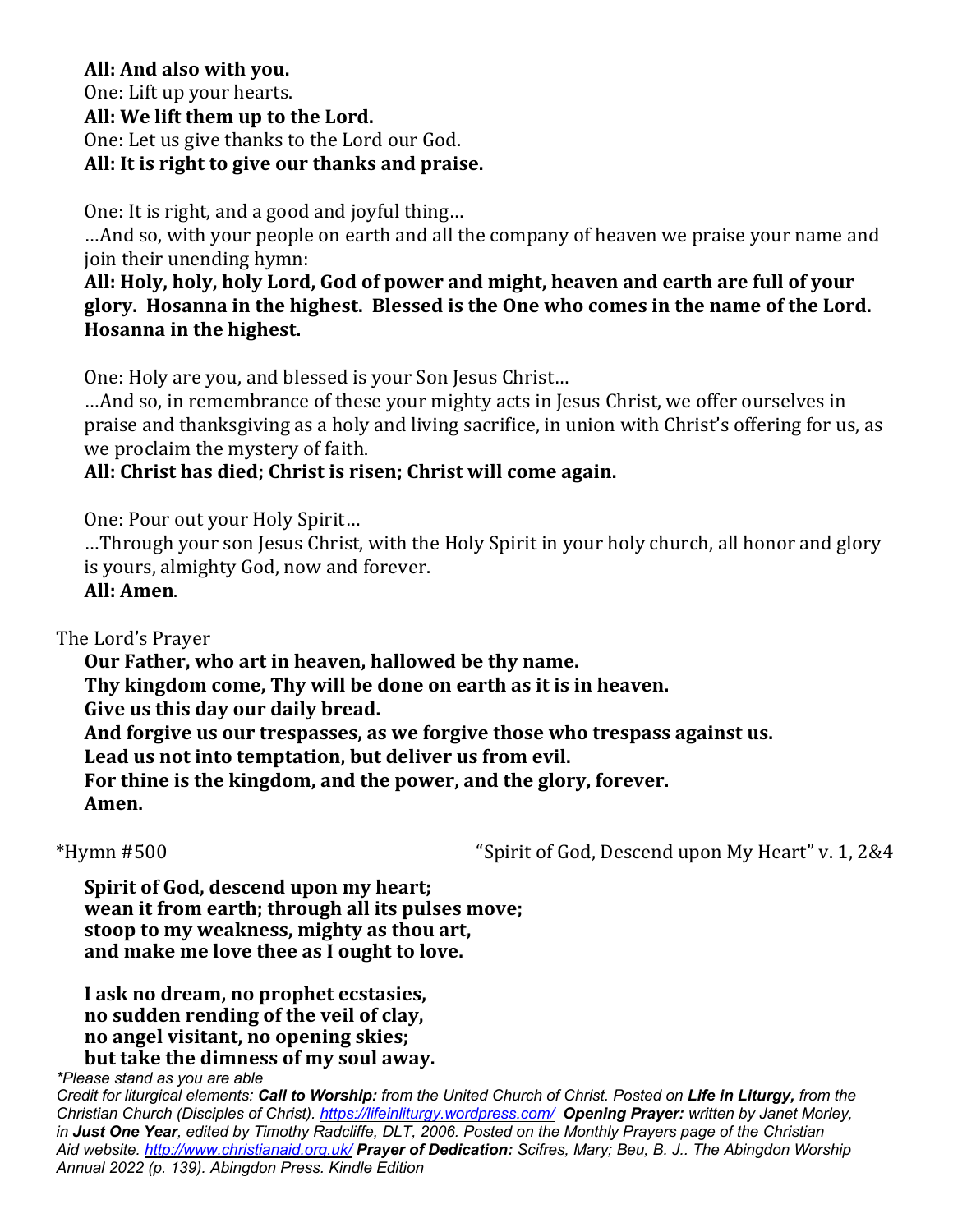**All: And also with you.**
One: Lift up your hearts.
**All: We lift them up to the Lord.**
One: Let us give thanks to the Lord our God.
**All: It is right to give our thanks and praise.**

One: It is right, and a good and joyful thing…
…And so, with your people on earth and all the company of heaven we praise your name and join their unending hymn:
**All: Holy, holy, holy Lord, God of power and might, heaven and earth are full of your glory. Hosanna in the highest. Blessed is the One who comes in the name of the Lord. Hosanna in the highest.**

One: Holy are you, and blessed is your Son Jesus Christ…
…And so, in remembrance of these your mighty acts in Jesus Christ, we offer ourselves in praise and thanksgiving as a holy and living sacrifice, in union with Christ's offering for us, as we proclaim the mystery of faith.
**All: Christ has died; Christ is risen; Christ will come again.**

One: Pour out your Holy Spirit…
…Through your son Jesus Christ, with the Holy Spirit in your holy church, all honor and glory is yours, almighty God, now and forever.
**All: Amen**.

The Lord's Prayer

**Our Father, who art in heaven, hallowed be thy name.**
**Thy kingdom come, Thy will be done on earth as it is in heaven.**
**Give us this day our daily bread.**
**And forgive us our trespasses, as we forgive those who trespass against us.**
**Lead us not into temptation, but deliver us from evil.**
**For thine is the kingdom, and the power, and the glory, forever.**
**Amen.**

*Hymn #500 "Spirit of God, Descend upon My Heart" v. 1, 2&4

**Spirit of God, descend upon my heart;**
**wean it from earth; through all its pulses move;**
**stoop to my weakness, mighty as thou art,**
**and make me love thee as I ought to love.**

**I ask no dream, no prophet ecstasies,**
**no sudden rending of the veil of clay,**
**no angel visitant, no opening skies;**
**but take the dimness of my soul away.**

*\*Please stand as you are able*
*Credit for liturgical elements: **Call to Worship:** from the United Church of Christ. Posted on **Life in Liturgy,** from the Christian Church (Disciples of Christ). https://lifeinliturgy.wordpress.com/ **Opening Prayer:** written by Janet Morley, in **Just One Year**, edited by Timothy Radcliffe, DLT, 2006. Posted on the Monthly Prayers page of the Christian Aid website. http://www.christianaid.org.uk/ **Prayer of Dedication:** Scifres, Mary; Beu, B. J.. The Abingdon Worship Annual 2022 (p. 139). Abingdon Press. Kindle Edition*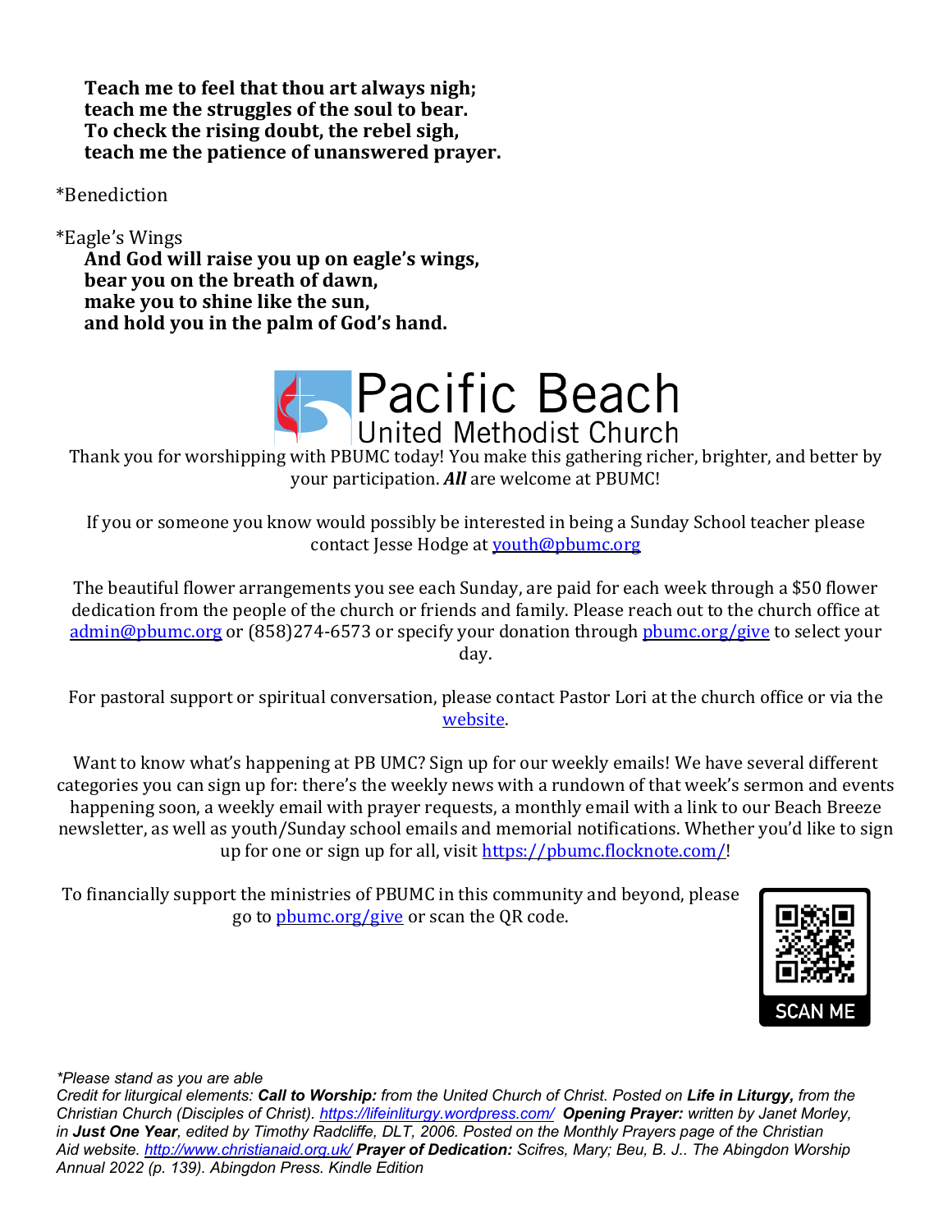**Teach me to feel that thou art always nigh;**
**teach me the struggles of the soul to bear.**
**To check the rising doubt, the rebel sigh,**
**teach me the patience of unanswered prayer.**

*Benediction

*Eagle's Wings
**And God will raise you up on eagle's wings,**
**bear you on the breath of dawn,**
**make you to shine like the sun,**
**and hold you in the palm of God's hand.**

Pacific Beach
United Methodist Church

Thank you for worshipping with PBUMC today! You make this gathering richer, brighter, and better by your participation. ***All*** are welcome at PBUMC!

If you or someone you know would possibly be interested in being a Sunday School teacher please contact Jesse Hodge at youth@pbumc.org

The beautiful flower arrangements you see each Sunday, are paid for each week through a $50 flower dedication from the people of the church or friends and family. Please reach out to the church office at admin@pbumc.org or (858)274-6573 or specify your donation through pbumc.org/give to select your day.

For pastoral support or spiritual conversation, please contact Pastor Lori at the church office or via the website.

Want to know what's happening at PB UMC? Sign up for our weekly emails! We have several different categories you can sign up for: there's the weekly news with a rundown of that week's sermon and events happening soon, a weekly email with prayer requests, a monthly email with a link to our Beach Breeze newsletter, as well as youth/Sunday school emails and memorial notifications. Whether you'd like to sign up for one or sign up for all, visit https://pbumc.flocknote.com/!

To financially support the ministries of PBUMC in this community and beyond, please go to pbumc.org/give or scan the QR code.

SCAN ME

*\*Please stand as you are able*
*Credit for liturgical elements:* ***Call to Worship:*** *from the United Church of Christ. Posted on* ***Life in Liturgy,*** *from the Christian Church (Disciples of Christ). https://lifeinliturgy.wordpress.com/* ***Opening Prayer:*** *written by Janet Morley, in* ***Just One Year****, edited by Timothy Radcliffe, DLT, 2006. Posted on the Monthly Prayers page of the Christian Aid website. http://www.christianaid.org.uk/* ***Prayer of Dedication:*** *Scifres, Mary; Beu, B. J.. The Abingdon Worship Annual 2022 (p. 139). Abingdon Press. Kindle Edition*